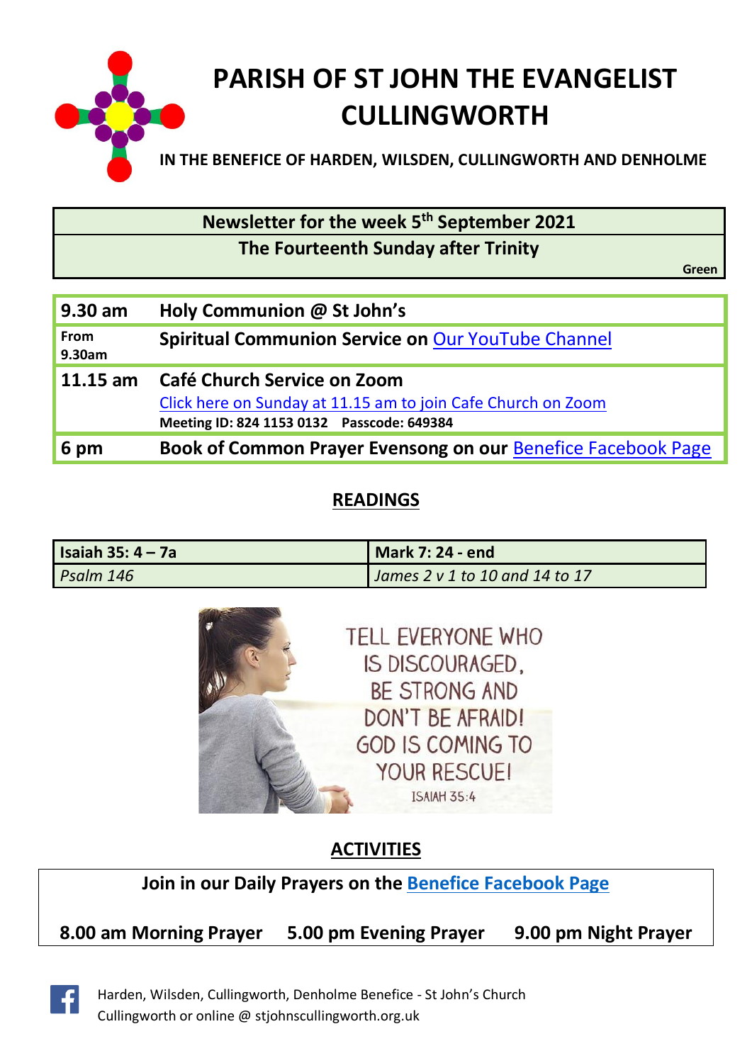# PARISH OF ST JOHN THE EVANGELIST CULLINGWORTH

**IN THE BENEFICE OF HARDEN, WILSDEN, CULLINGWORTH AND DENHOLME**

| Newsletter for the week 5th September 2021 |
|---|
| The Fourteenth Sunday after Trinity |
| Green |

| | |
|---|---|
| **9.30 am** | **Holy Communion @ St John's** |
| **From 9.30am** | **Spiritual Communion Service on** Our YouTube Channel |
| **11.15 am** | **Café Church Service on Zoom** Click here on Sunday at 11.15 am to join Cafe Church on Zoom **Meeting ID: 824 1153 0132 Passcode: 649384** |
| **6 pm** | **Book of Common Prayer Evensong on our** Benefice Facebook Page |

## READINGS

| | |
|---|---|
| **Isaiah 35: 4 – 7a** | **Mark 7: 24 - end** |
| *Psalm 146* | *James 2 v 1 to 10 and 14 to 17* |

TELL EVERYONE WHO IS DISCOURAGED, BE STRONG AND DON'T BE AFRAID! GOD IS COMING TO YOUR RESCUE!

ISAIAH 35:4

## ACTIVITIES

**Join in our Daily Prayers on the Benefice Facebook Page**

**8.00 am Morning Prayer 5.00 pm Evening Prayer 9.00 pm Night Prayer**

Harden, Wilsden, Cullingworth, Denholme Benefice - St John's Church Cullingworth or online @ stjohnscullingworth.org.uk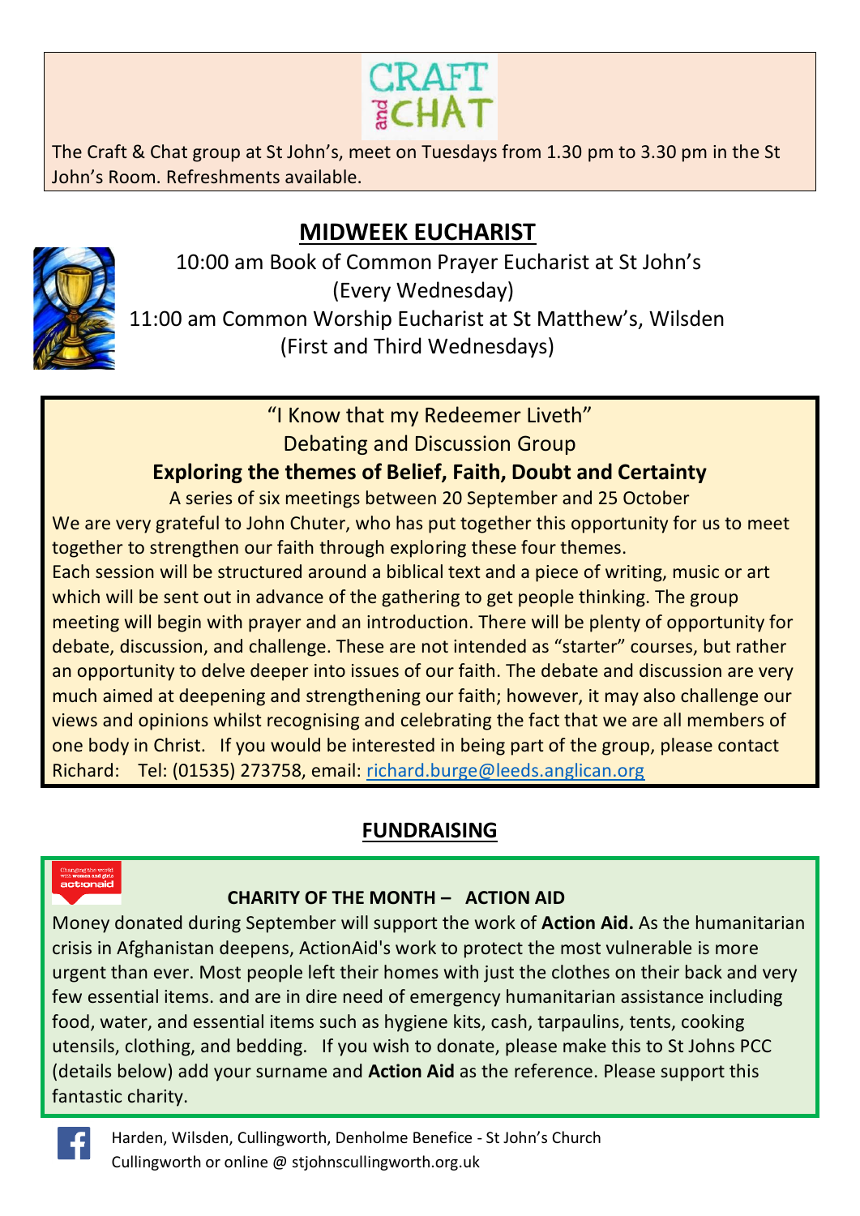CRAFT and CHAT

The Craft & Chat group at St John's, meet on Tuesdays from 1.30 pm to 3.30 pm in the St John's Room. Refreshments available.

## MIDWEEK EUCHARIST

10:00 am Book of Common Prayer Eucharist at St John's
(Every Wednesday)
11:00 am Common Worship Eucharist at St Matthew's, Wilsden
(First and Third Wednesdays)

"I Know that my Redeemer Liveth"
Debating and Discussion Group

**Exploring the themes of Belief, Faith, Doubt and Certainty**

A series of six meetings between 20 September and 25 October

We are very grateful to John Chuter, who has put together this opportunity for us to meet together to strengthen our faith through exploring these four themes.

Each session will be structured around a biblical text and a piece of writing, music or art which will be sent out in advance of the gathering to get people thinking. The group meeting will begin with prayer and an introduction. There will be plenty of opportunity for debate, discussion, and challenge. These are not intended as "starter" courses, but rather an opportunity to delve deeper into issues of our faith. The debate and discussion are very much aimed at deepening and strengthening our faith; however, it may also challenge our views and opinions whilst recognising and celebrating the fact that we are all members of one body in Christ. If you would be interested in being part of the group, please contact Richard: Tel: (01535) 273758, email: richard.burge@leeds.anglican.org

## FUNDRAISING

**CHARITY OF THE MONTH – ACTION AID**

Money donated during September will support the work of **Action Aid.** As the humanitarian crisis in Afghanistan deepens, ActionAid's work to protect the most vulnerable is more urgent than ever. Most people left their homes with just the clothes on their back and very few essential items. and are in dire need of emergency humanitarian assistance including food, water, and essential items such as hygiene kits, cash, tarpaulins, tents, cooking utensils, clothing, and bedding. If you wish to donate, please make this to St Johns PCC (details below) add your surname and **Action Aid** as the reference. Please support this fantastic charity.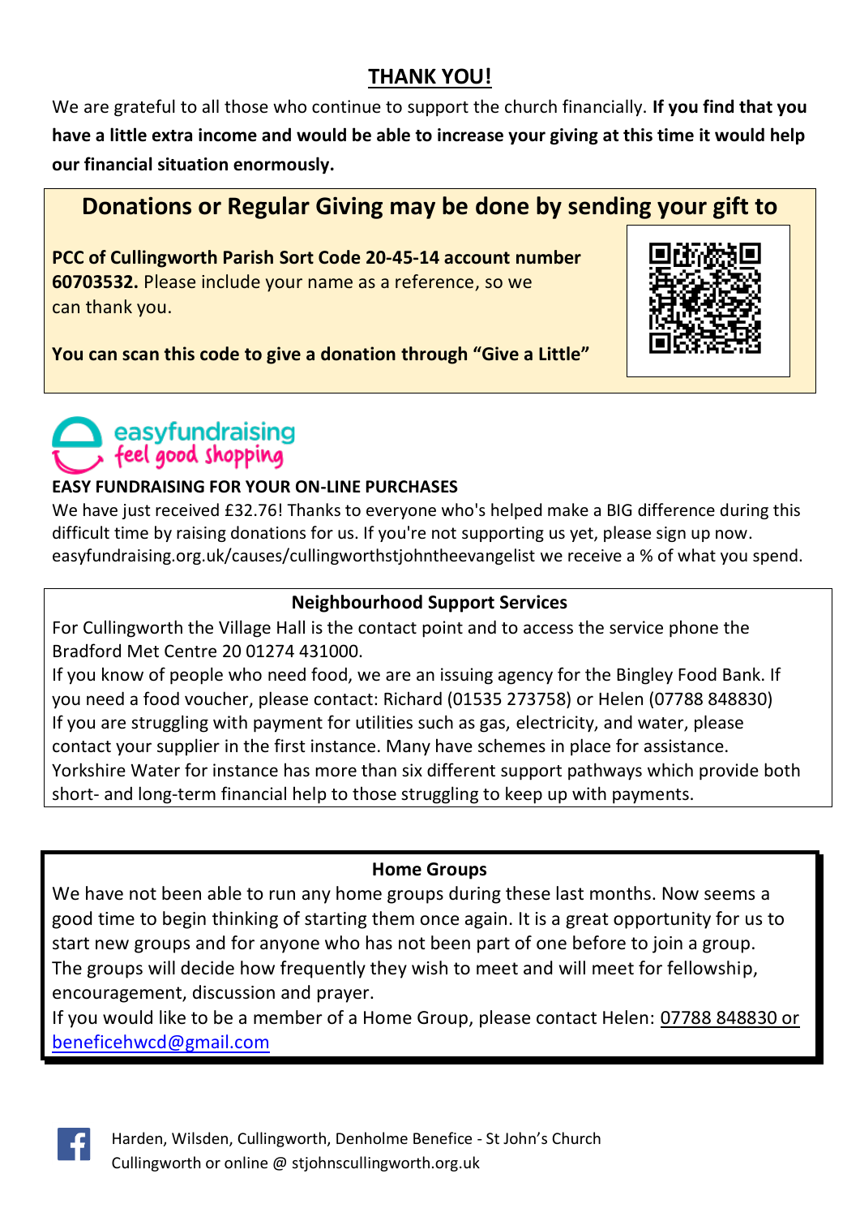## THANK YOU!

We are grateful to all those who continue to support the church financially. **If you find that you have a little extra income and would be able to increase your giving at this time it would help our financial situation enormously.**

## Donations or Regular Giving may be done by sending your gift to

**PCC of Cullingworth Parish Sort Code 20-45-14 account number 60703532.** Please include your name as a reference, so we can thank you.

**You can scan this code to give a donation through "Give a Little"**

easyfundraising
feel good shopping

**EASY FUNDRAISING FOR YOUR ON-LINE PURCHASES**

We have just received £32.76! Thanks to everyone who's helped make a BIG difference during this difficult time by raising donations for us. If you're not supporting us yet, please sign up now. easyfundraising.org.uk/causes/cullingworthstjohntheevangelist we receive a % of what you spend.

**Neighbourhood Support Services**

For Cullingworth the Village Hall is the contact point and to access the service phone the Bradford Met Centre 20 01274 431000.

If you know of people who need food, we are an issuing agency for the Bingley Food Bank. If you need a food voucher, please contact: Richard (01535 273758) or Helen (07788 848830)

If you are struggling with payment for utilities such as gas, electricity, and water, please contact your supplier in the first instance. Many have schemes in place for assistance. Yorkshire Water for instance has more than six different support pathways which provide both short- and long-term financial help to those struggling to keep up with payments.

**Home Groups**

We have not been able to run any home groups during these last months. Now seems a good time to begin thinking of starting them once again. It is a great opportunity for us to start new groups and for anyone who has not been part of one before to join a group. The groups will decide how frequently they wish to meet and will meet for fellowship, encouragement, discussion and prayer.

If you would like to be a member of a Home Group, please contact Helen: 07788 848830 or beneficehwcd@gmail.com

Harden, Wilsden, Cullingworth, Denholme Benefice - St John's Church Cullingworth or online @ stjohnscullingworth.org.uk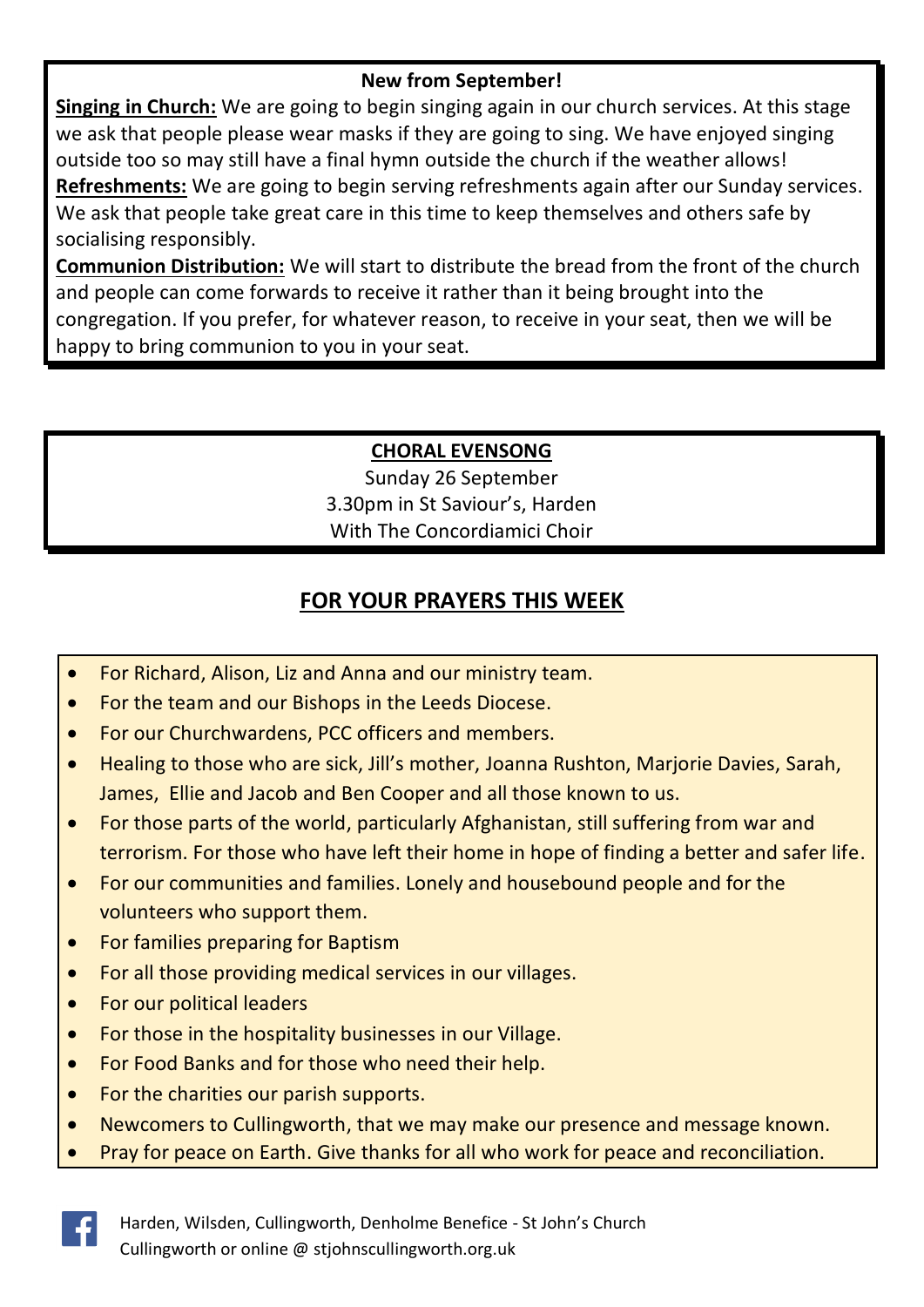**New from September!**

**Singing in Church:** We are going to begin singing again in our church services. At this stage we ask that people please wear masks if they are going to sing. We have enjoyed singing outside too so may still have a final hymn outside the church if the weather allows!

**Refreshments:** We are going to begin serving refreshments again after our Sunday services. We ask that people take great care in this time to keep themselves and others safe by socialising responsibly.

**Communion Distribution:** We will start to distribute the bread from the front of the church and people can come forwards to receive it rather than it being brought into the congregation. If you prefer, for whatever reason, to receive in your seat, then we will be happy to bring communion to you in your seat.

**CHORAL EVENSONG**

Sunday 26 September

3.30pm in St Saviour's, Harden

With The Concordiamici Choir

## FOR YOUR PRAYERS THIS WEEK

- For Richard, Alison, Liz and Anna and our ministry team.
- For the team and our Bishops in the Leeds Diocese.
- For our Churchwardens, PCC officers and members.
- Healing to those who are sick, Jill's mother, Joanna Rushton, Marjorie Davies, Sarah, James, Ellie and Jacob and Ben Cooper and all those known to us.
- For those parts of the world, particularly Afghanistan, still suffering from war and terrorism. For those who have left their home in hope of finding a better and safer life.
- For our communities and families. Lonely and housebound people and for the volunteers who support them.
- For families preparing for Baptism
- For all those providing medical services in our villages.
- For our political leaders
- For those in the hospitality businesses in our Village.
- For Food Banks and for those who need their help.
- For the charities our parish supports.
- Newcomers to Cullingworth, that we may make our presence and message known.
- Pray for peace on Earth. Give thanks for all who work for peace and reconciliation.

Harden, Wilsden, Cullingworth, Denholme Benefice - St John's Church Cullingworth or online @ stjohnscullingworth.org.uk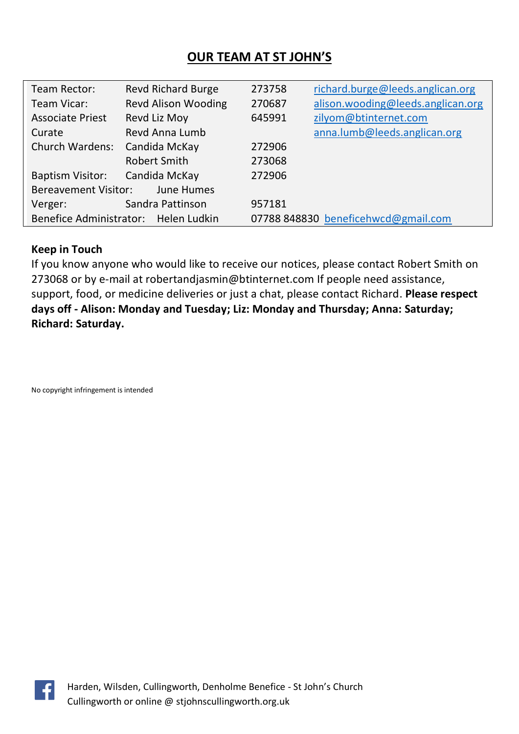# OUR TEAM AT ST JOHN'S

| | | | |
|---|---|---|---|
| Team Rector: | Revd Richard Burge | 273758 | richard.burge@leeds.anglican.org |
| Team Vicar: | Revd Alison Wooding | 270687 | alison.wooding@leeds.anglican.org |
| Associate Priest | Revd Liz Moy | 645991 | zilyom@btinternet.com |
| Curate | Revd Anna Lumb | | anna.lumb@leeds.anglican.org |
| Church Wardens: | Candida McKay | 272906 | |
| | Robert Smith | 273068 | |
| Baptism Visitor: | Candida McKay | 272906 | |
| Bereavement Visitor: | June Humes | | |
| Verger: | Sandra Pattinson | 957181 | |
| Benefice Administrator: | Helen Ludkin | 07788 848830 | beneficehwcd@gmail.com |

**Keep in Touch**

If you know anyone who would like to receive our notices, please contact Robert Smith on 273068 or by e-mail at robertandjasmin@btinternet.com If people need assistance, support, food, or medicine deliveries or just a chat, please contact Richard. **Please respect days off - Alison: Monday and Tuesday; Liz: Monday and Thursday; Anna: Saturday; Richard: Saturday.**

No copyright infringement is intended

Harden, Wilsden, Cullingworth, Denholme Benefice - St John's Church Cullingworth or online @ stjohnscullingworth.org.uk